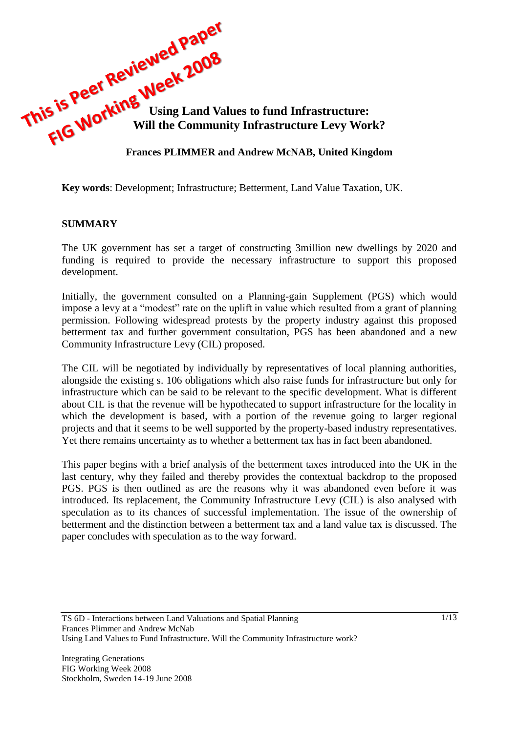This is Peer Reviewed Paper
FIG Working Week 2008

# Using Land Values to fund Infrastructure: Will the Community Infrastructure Levy Work?

**Frances PLIMMER and Andrew McNAB, United Kingdom**

**Key words**: Development; Infrastructure; Betterment, Land Value Taxation, UK.

## SUMMARY

The UK government has set a target of constructing 3million new dwellings by 2020 and funding is required to provide the necessary infrastructure to support this proposed development.

Initially, the government consulted on a Planning-gain Supplement (PGS) which would impose a levy at a "modest" rate on the uplift in value which resulted from a grant of planning permission. Following widespread protests by the property industry against this proposed betterment tax and further government consultation, PGS has been abandoned and a new Community Infrastructure Levy (CIL) proposed.

The CIL will be negotiated by individually by representatives of local planning authorities, alongside the existing s. 106 obligations which also raise funds for infrastructure but only for infrastructure which can be said to be relevant to the specific development. What is different about CIL is that the revenue will be hypothecated to support infrastructure for the locality in which the development is based, with a portion of the revenue going to larger regional projects and that it seems to be well supported by the property-based industry representatives. Yet there remains uncertainty as to whether a betterment tax has in fact been abandoned.

This paper begins with a brief analysis of the betterment taxes introduced into the UK in the last century, why they failed and thereby provides the contextual backdrop to the proposed PGS. PGS is then outlined as are the reasons why it was abandoned even before it was introduced. Its replacement, the Community Infrastructure Levy (CIL) is also analysed with speculation as to its chances of successful implementation. The issue of the ownership of betterment and the distinction between a betterment tax and a land value tax is discussed. The paper concludes with speculation as to the way forward.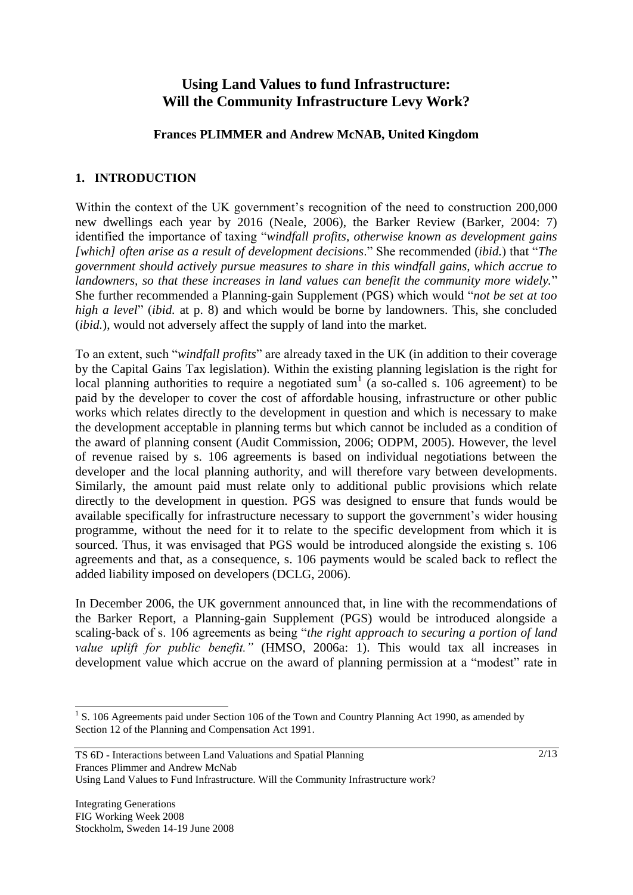# Using Land Values to fund Infrastructure: Will the Community Infrastructure Levy Work?

**Frances PLIMMER and Andrew McNAB, United Kingdom**

## 1. INTRODUCTION

Within the context of the UK government's recognition of the need to construction 200,000 new dwellings each year by 2016 (Neale, 2006), the Barker Review (Barker, 2004: 7) identified the importance of taxing "*windfall profits, otherwise known as development gains [which] often arise as a result of development decisions*." She recommended (*ibid.*) that "*The government should actively pursue measures to share in this windfall gains, which accrue to landowners, so that these increases in land values can benefit the community more widely.*" She further recommended a Planning-gain Supplement (PGS) which would "*not be set at too high a level*" (*ibid.* at p. 8) and which would be borne by landowners. This, she concluded (*ibid.*), would not adversely affect the supply of land into the market.

To an extent, such "*windfall profits*" are already taxed in the UK (in addition to their coverage by the Capital Gains Tax legislation). Within the existing planning legislation is the right for local planning authorities to require a negotiated sum[1] (a so-called s. 106 agreement) to be paid by the developer to cover the cost of affordable housing, infrastructure or other public works which relates directly to the development in question and which is necessary to make the development acceptable in planning terms but which cannot be included as a condition of the award of planning consent (Audit Commission, 2006; ODPM, 2005). However, the level of revenue raised by s. 106 agreements is based on individual negotiations between the developer and the local planning authority, and will therefore vary between developments. Similarly, the amount paid must relate only to additional public provisions which relate directly to the development in question. PGS was designed to ensure that funds would be available specifically for infrastructure necessary to support the government's wider housing programme, without the need for it to relate to the specific development from which it is sourced. Thus, it was envisaged that PGS would be introduced alongside the existing s. 106 agreements and that, as a consequence, s. 106 payments would be scaled back to reflect the added liability imposed on developers (DCLG, 2006).

In December 2006, the UK government announced that, in line with the recommendations of the Barker Report, a Planning-gain Supplement (PGS) would be introduced alongside a scaling-back of s. 106 agreements as being "*the right approach to securing a portion of land value uplift for public benefit.*" (HMSO, 2006a: 1). This would tax all increases in development value which accrue on the award of planning permission at a "modest" rate in

[1] S. 106 Agreements paid under Section 106 of the Town and Country Planning Act 1990, as amended by Section 12 of the Planning and Compensation Act 1991.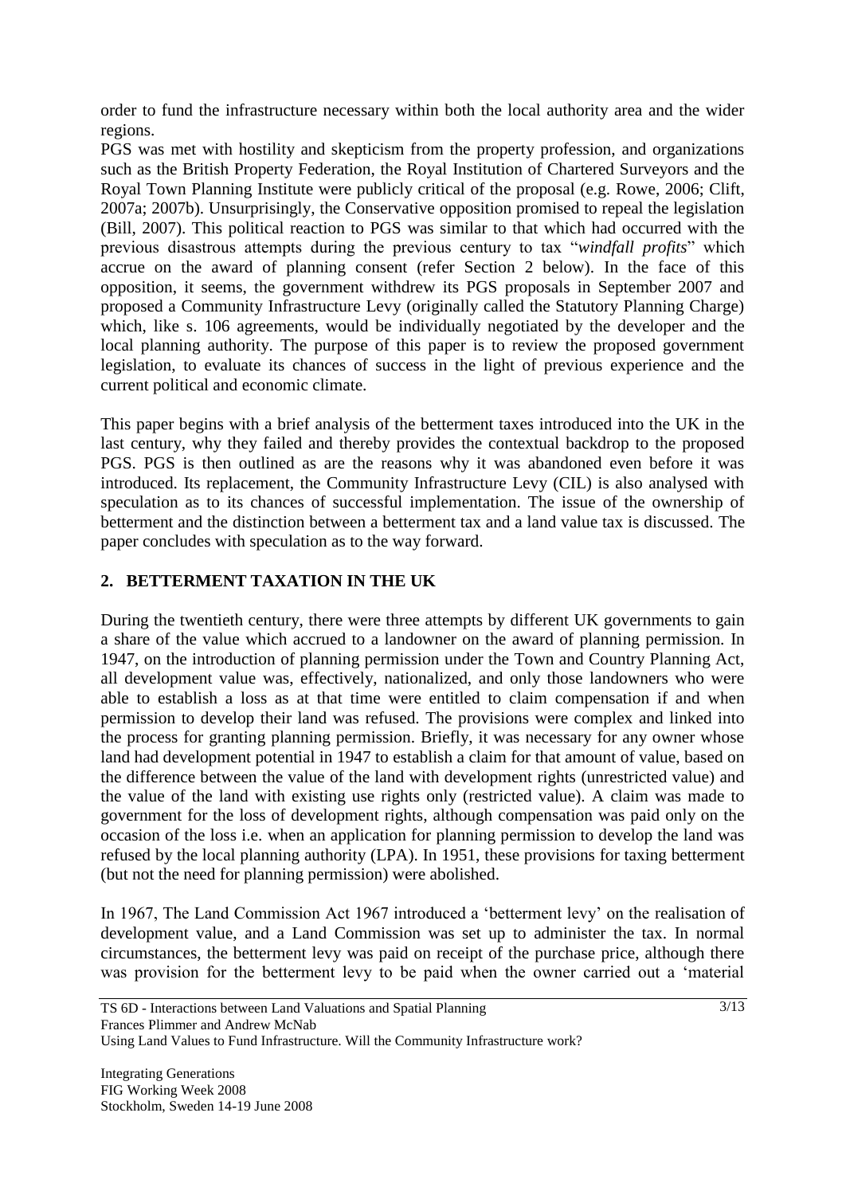order to fund the infrastructure necessary within both the local authority area and the wider regions.

PGS was met with hostility and skepticism from the property profession, and organizations such as the British Property Federation, the Royal Institution of Chartered Surveyors and the Royal Town Planning Institute were publicly critical of the proposal (e.g. Rowe, 2006; Clift, 2007a; 2007b). Unsurprisingly, the Conservative opposition promised to repeal the legislation (Bill, 2007). This political reaction to PGS was similar to that which had occurred with the previous disastrous attempts during the previous century to tax "*windfall profits*" which accrue on the award of planning consent (refer Section 2 below). In the face of this opposition, it seems, the government withdrew its PGS proposals in September 2007 and proposed a Community Infrastructure Levy (originally called the Statutory Planning Charge) which, like s. 106 agreements, would be individually negotiated by the developer and the local planning authority. The purpose of this paper is to review the proposed government legislation, to evaluate its chances of success in the light of previous experience and the current political and economic climate.

This paper begins with a brief analysis of the betterment taxes introduced into the UK in the last century, why they failed and thereby provides the contextual backdrop to the proposed PGS. PGS is then outlined as are the reasons why it was abandoned even before it was introduced. Its replacement, the Community Infrastructure Levy (CIL) is also analysed with speculation as to its chances of successful implementation. The issue of the ownership of betterment and the distinction between a betterment tax and a land value tax is discussed. The paper concludes with speculation as to the way forward.

## 2. BETTERMENT TAXATION IN THE UK

During the twentieth century, there were three attempts by different UK governments to gain a share of the value which accrued to a landowner on the award of planning permission. In 1947, on the introduction of planning permission under the Town and Country Planning Act, all development value was, effectively, nationalized, and only those landowners who were able to establish a loss as at that time were entitled to claim compensation if and when permission to develop their land was refused. The provisions were complex and linked into the process for granting planning permission. Briefly, it was necessary for any owner whose land had development potential in 1947 to establish a claim for that amount of value, based on the difference between the value of the land with development rights (unrestricted value) and the value of the land with existing use rights only (restricted value). A claim was made to government for the loss of development rights, although compensation was paid only on the occasion of the loss i.e. when an application for planning permission to develop the land was refused by the local planning authority (LPA). In 1951, these provisions for taxing betterment (but not the need for planning permission) were abolished.

In 1967, The Land Commission Act 1967 introduced a 'betterment levy' on the realisation of development value, and a Land Commission was set up to administer the tax. In normal circumstances, the betterment levy was paid on receipt of the purchase price, although there was provision for the betterment levy to be paid when the owner carried out a 'material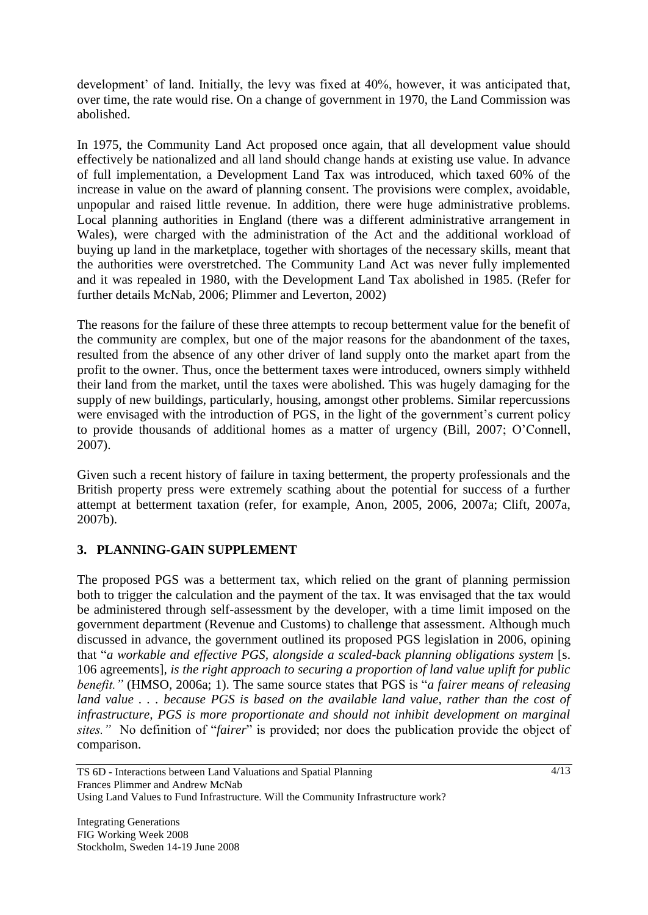development' of land. Initially, the levy was fixed at 40%, however, it was anticipated that, over time, the rate would rise. On a change of government in 1970, the Land Commission was abolished.

In 1975, the Community Land Act proposed once again, that all development value should effectively be nationalized and all land should change hands at existing use value. In advance of full implementation, a Development Land Tax was introduced, which taxed 60% of the increase in value on the award of planning consent. The provisions were complex, avoidable, unpopular and raised little revenue. In addition, there were huge administrative problems. Local planning authorities in England (there was a different administrative arrangement in Wales), were charged with the administration of the Act and the additional workload of buying up land in the marketplace, together with shortages of the necessary skills, meant that the authorities were overstretched. The Community Land Act was never fully implemented and it was repealed in 1980, with the Development Land Tax abolished in 1985. (Refer for further details McNab, 2006; Plimmer and Leverton, 2002)

The reasons for the failure of these three attempts to recoup betterment value for the benefit of the community are complex, but one of the major reasons for the abandonment of the taxes, resulted from the absence of any other driver of land supply onto the market apart from the profit to the owner. Thus, once the betterment taxes were introduced, owners simply withheld their land from the market, until the taxes were abolished. This was hugely damaging for the supply of new buildings, particularly, housing, amongst other problems. Similar repercussions were envisaged with the introduction of PGS, in the light of the government's current policy to provide thousands of additional homes as a matter of urgency (Bill, 2007; O'Connell, 2007).

Given such a recent history of failure in taxing betterment, the property professionals and the British property press were extremely scathing about the potential for success of a further attempt at betterment taxation (refer, for example, Anon, 2005, 2006, 2007a; Clift, 2007a, 2007b).

## 3. PLANNING-GAIN SUPPLEMENT

The proposed PGS was a betterment tax, which relied on the grant of planning permission both to trigger the calculation and the payment of the tax. It was envisaged that the tax would be administered through self-assessment by the developer, with a time limit imposed on the government department (Revenue and Customs) to challenge that assessment. Although much discussed in advance, the government outlined its proposed PGS legislation in 2006, opining that "*a workable and effective PGS, alongside a scaled-back planning obligations system* [s. 106 agreements], *is the right approach to securing a proportion of land value uplift for public benefit."* (HMSO, 2006a; 1). The same source states that PGS is "*a fairer means of releasing land value . . . because PGS is based on the available land value, rather than the cost of infrastructure, PGS is more proportionate and should not inhibit development on marginal sites."* No definition of "*fairer*" is provided; nor does the publication provide the object of comparison.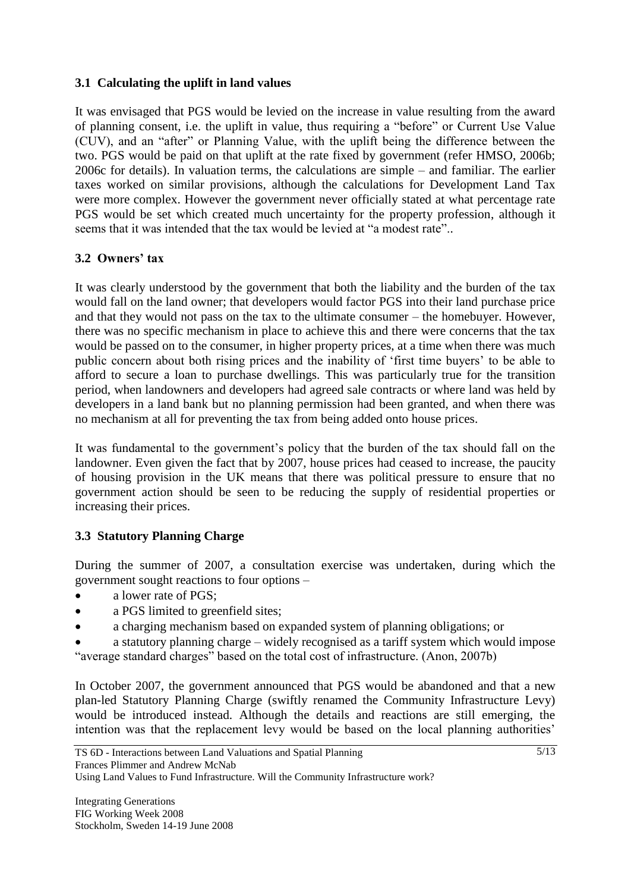### 3.1 Calculating the uplift in land values

It was envisaged that PGS would be levied on the increase in value resulting from the award of planning consent, i.e. the uplift in value, thus requiring a "before" or Current Use Value (CUV), and an "after" or Planning Value, with the uplift being the difference between the two. PGS would be paid on that uplift at the rate fixed by government (refer HMSO, 2006b; 2006c for details). In valuation terms, the calculations are simple – and familiar. The earlier taxes worked on similar provisions, although the calculations for Development Land Tax were more complex. However the government never officially stated at what percentage rate PGS would be set which created much uncertainty for the property profession, although it seems that it was intended that the tax would be levied at "a modest rate"..

### 3.2 Owners' tax

It was clearly understood by the government that both the liability and the burden of the tax would fall on the land owner; that developers would factor PGS into their land purchase price and that they would not pass on the tax to the ultimate consumer – the homebuyer. However, there was no specific mechanism in place to achieve this and there were concerns that the tax would be passed on to the consumer, in higher property prices, at a time when there was much public concern about both rising prices and the inability of 'first time buyers' to be able to afford to secure a loan to purchase dwellings. This was particularly true for the transition period, when landowners and developers had agreed sale contracts or where land was held by developers in a land bank but no planning permission had been granted, and when there was no mechanism at all for preventing the tax from being added onto house prices.

It was fundamental to the government's policy that the burden of the tax should fall on the landowner. Even given the fact that by 2007, house prices had ceased to increase, the paucity of housing provision in the UK means that there was political pressure to ensure that no government action should be seen to be reducing the supply of residential properties or increasing their prices.

### 3.3 Statutory Planning Charge

During the summer of 2007, a consultation exercise was undertaken, during which the government sought reactions to four options –

- a lower rate of PGS;
- a PGS limited to greenfield sites;
- a charging mechanism based on expanded system of planning obligations; or
- a statutory planning charge – widely recognised as a tariff system which would impose "average standard charges" based on the total cost of infrastructure. (Anon, 2007b)

In October 2007, the government announced that PGS would be abandoned and that a new plan-led Statutory Planning Charge (swiftly renamed the Community Infrastructure Levy) would be introduced instead. Although the details and reactions are still emerging, the intention was that the replacement levy would be based on the local planning authorities'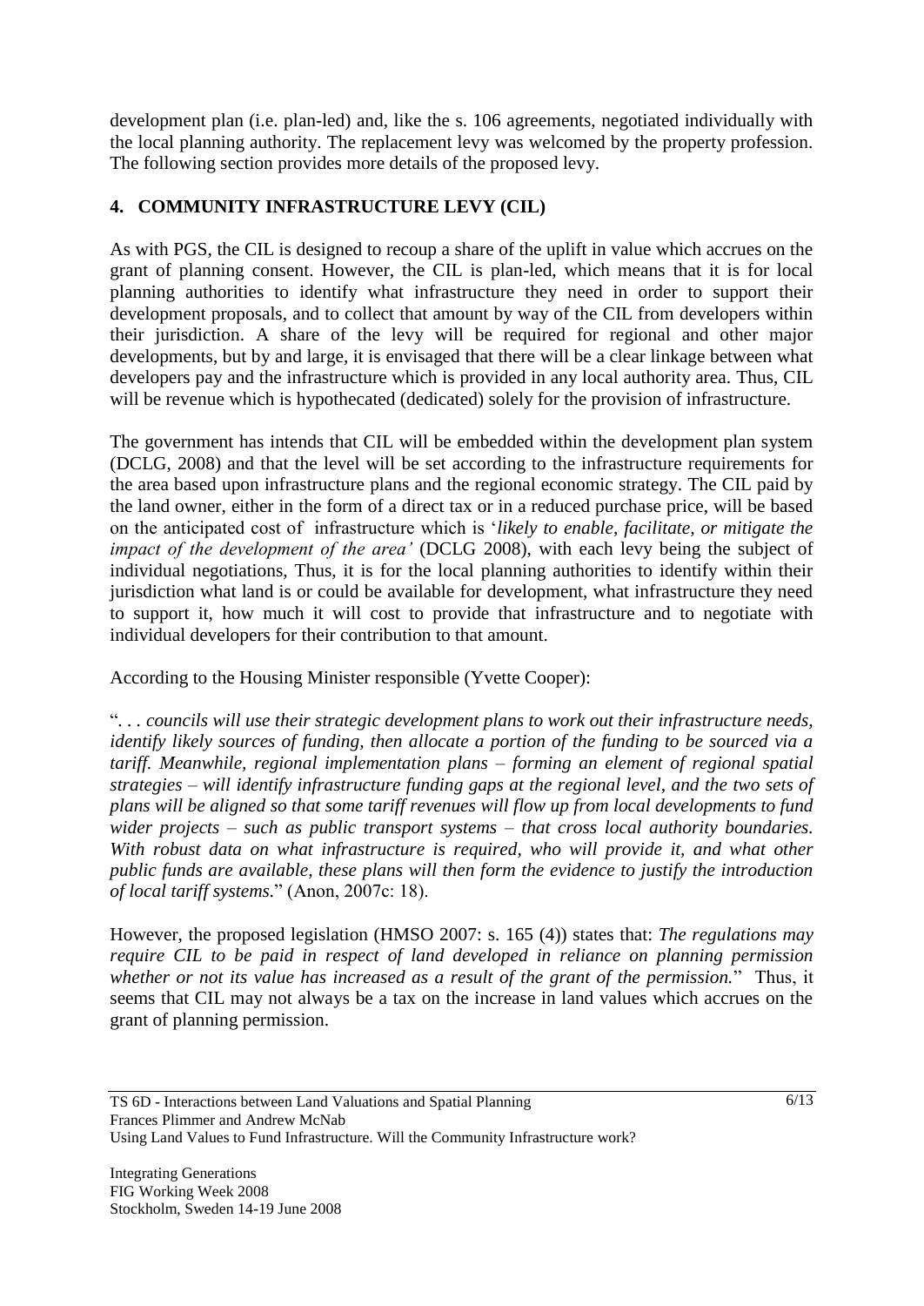development plan (i.e. plan-led) and, like the s. 106 agreements, negotiated individually with the local planning authority. The replacement levy was welcomed by the property profession. The following section provides more details of the proposed levy.

## 4. COMMUNITY INFRASTRUCTURE LEVY (CIL)

As with PGS, the CIL is designed to recoup a share of the uplift in value which accrues on the grant of planning consent. However, the CIL is plan-led, which means that it is for local planning authorities to identify what infrastructure they need in order to support their development proposals, and to collect that amount by way of the CIL from developers within their jurisdiction. A share of the levy will be required for regional and other major developments, but by and large, it is envisaged that there will be a clear linkage between what developers pay and the infrastructure which is provided in any local authority area. Thus, CIL will be revenue which is hypothecated (dedicated) solely for the provision of infrastructure.

The government has intends that CIL will be embedded within the development plan system (DCLG, 2008) and that the level will be set according to the infrastructure requirements for the area based upon infrastructure plans and the regional economic strategy. The CIL paid by the land owner, either in the form of a direct tax or in a reduced purchase price, will be based on the anticipated cost of infrastructure which is '*likely to enable, facilitate, or mitigate the impact of the development of the area'* (DCLG 2008), with each levy being the subject of individual negotiations, Thus, it is for the local planning authorities to identify within their jurisdiction what land is or could be available for development, what infrastructure they need to support it, how much it will cost to provide that infrastructure and to negotiate with individual developers for their contribution to that amount.

According to the Housing Minister responsible (Yvette Cooper):

"*. . . councils will use their strategic development plans to work out their infrastructure needs, identify likely sources of funding, then allocate a portion of the funding to be sourced via a tariff. Meanwhile, regional implementation plans – forming an element of regional spatial strategies – will identify infrastructure funding gaps at the regional level, and the two sets of plans will be aligned so that some tariff revenues will flow up from local developments to fund wider projects – such as public transport systems – that cross local authority boundaries. With robust data on what infrastructure is required, who will provide it, and what other public funds are available, these plans will then form the evidence to justify the introduction of local tariff systems.*" (Anon, 2007c: 18).

However, the proposed legislation (HMSO 2007: s. 165 (4)) states that: *The regulations may require CIL to be paid in respect of land developed in reliance on planning permission whether or not its value has increased as a result of the grant of the permission.*" Thus, it seems that CIL may not always be a tax on the increase in land values which accrues on the grant of planning permission.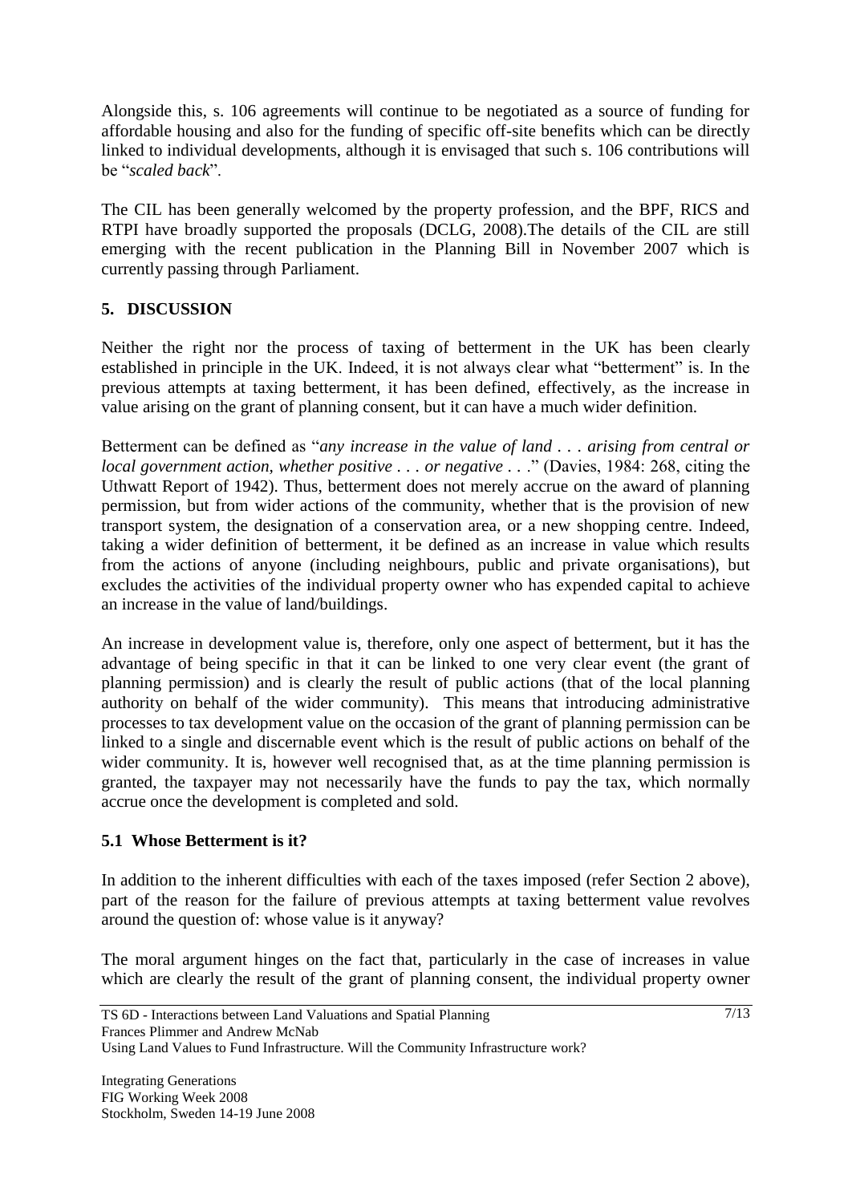Alongside this, s. 106 agreements will continue to be negotiated as a source of funding for affordable housing and also for the funding of specific off-site benefits which can be directly linked to individual developments, although it is envisaged that such s. 106 contributions will be "*scaled back*".

The CIL has been generally welcomed by the property profession, and the BPF, RICS and RTPI have broadly supported the proposals (DCLG, 2008).The details of the CIL are still emerging with the recent publication in the Planning Bill in November 2007 which is currently passing through Parliament.

## 5. DISCUSSION

Neither the right nor the process of taxing of betterment in the UK has been clearly established in principle in the UK. Indeed, it is not always clear what "betterment" is. In the previous attempts at taxing betterment, it has been defined, effectively, as the increase in value arising on the grant of planning consent, but it can have a much wider definition.

Betterment can be defined as "*any increase in the value of land . . . arising from central or local government action, whether positive . . . or negative . . .*" (Davies, 1984: 268, citing the Uthwatt Report of 1942). Thus, betterment does not merely accrue on the award of planning permission, but from wider actions of the community, whether that is the provision of new transport system, the designation of a conservation area, or a new shopping centre. Indeed, taking a wider definition of betterment, it be defined as an increase in value which results from the actions of anyone (including neighbours, public and private organisations), but excludes the activities of the individual property owner who has expended capital to achieve an increase in the value of land/buildings.

An increase in development value is, therefore, only one aspect of betterment, but it has the advantage of being specific in that it can be linked to one very clear event (the grant of planning permission) and is clearly the result of public actions (that of the local planning authority on behalf of the wider community). This means that introducing administrative processes to tax development value on the occasion of the grant of planning permission can be linked to a single and discernable event which is the result of public actions on behalf of the wider community. It is, however well recognised that, as at the time planning permission is granted, the taxpayer may not necessarily have the funds to pay the tax, which normally accrue once the development is completed and sold.

### 5.1 Whose Betterment is it?

In addition to the inherent difficulties with each of the taxes imposed (refer Section 2 above), part of the reason for the failure of previous attempts at taxing betterment value revolves around the question of: whose value is it anyway?

The moral argument hinges on the fact that, particularly in the case of increases in value which are clearly the result of the grant of planning consent, the individual property owner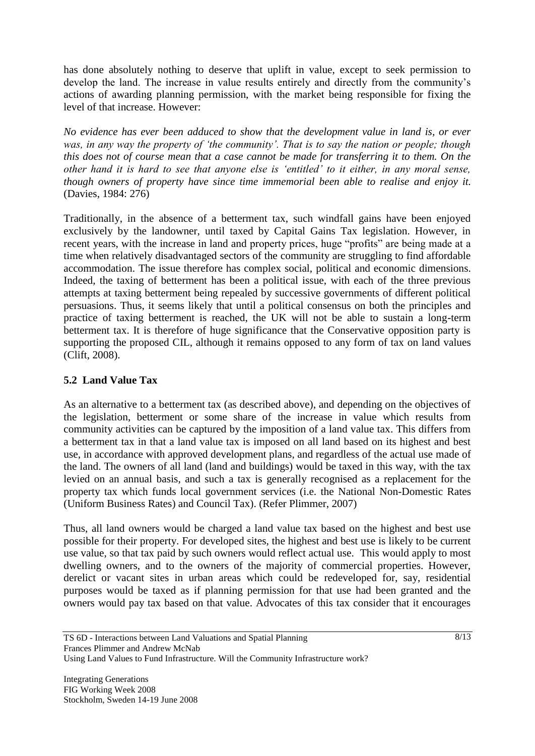has done absolutely nothing to deserve that uplift in value, except to seek permission to develop the land. The increase in value results entirely and directly from the community's actions of awarding planning permission, with the market being responsible for fixing the level of that increase. However:

*No evidence has ever been adduced to show that the development value in land is, or ever was, in any way the property of 'the community'. That is to say the nation or people; though this does not of course mean that a case cannot be made for transferring it to them. On the other hand it is hard to see that anyone else is 'entitled' to it either, in any moral sense, though owners of property have since time immemorial been able to realise and enjoy it.* (Davies, 1984: 276)

Traditionally, in the absence of a betterment tax, such windfall gains have been enjoyed exclusively by the landowner, until taxed by Capital Gains Tax legislation. However, in recent years, with the increase in land and property prices, huge "profits" are being made at a time when relatively disadvantaged sectors of the community are struggling to find affordable accommodation. The issue therefore has complex social, political and economic dimensions. Indeed, the taxing of betterment has been a political issue, with each of the three previous attempts at taxing betterment being repealed by successive governments of different political persuasions. Thus, it seems likely that until a political consensus on both the principles and practice of taxing betterment is reached, the UK will not be able to sustain a long-term betterment tax. It is therefore of huge significance that the Conservative opposition party is supporting the proposed CIL, although it remains opposed to any form of tax on land values (Clift, 2008).

## 5.2 Land Value Tax

As an alternative to a betterment tax (as described above), and depending on the objectives of the legislation, betterment or some share of the increase in value which results from community activities can be captured by the imposition of a land value tax. This differs from a betterment tax in that a land value tax is imposed on all land based on its highest and best use, in accordance with approved development plans, and regardless of the actual use made of the land. The owners of all land (land and buildings) would be taxed in this way, with the tax levied on an annual basis, and such a tax is generally recognised as a replacement for the property tax which funds local government services (i.e. the National Non-Domestic Rates (Uniform Business Rates) and Council Tax). (Refer Plimmer, 2007)

Thus, all land owners would be charged a land value tax based on the highest and best use possible for their property. For developed sites, the highest and best use is likely to be current use value, so that tax paid by such owners would reflect actual use. This would apply to most dwelling owners, and to the owners of the majority of commercial properties. However, derelict or vacant sites in urban areas which could be redeveloped for, say, residential purposes would be taxed as if planning permission for that use had been granted and the owners would pay tax based on that value. Advocates of this tax consider that it encourages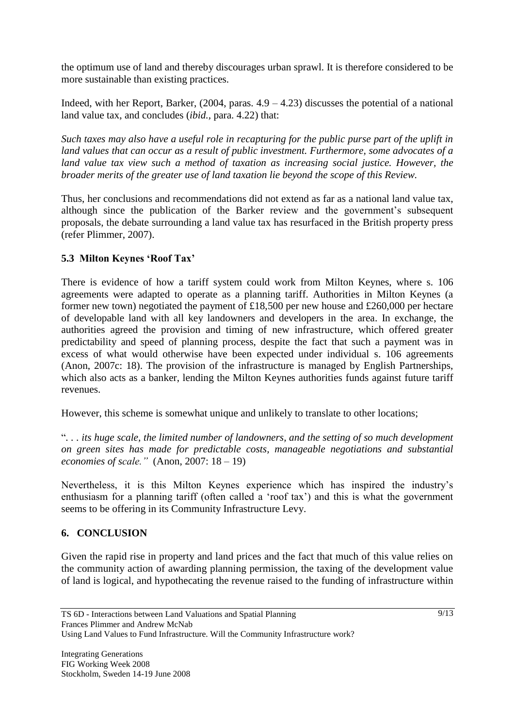the optimum use of land and thereby discourages urban sprawl. It is therefore considered to be more sustainable than existing practices.

Indeed, with her Report, Barker, (2004, paras. 4.9 – 4.23) discusses the potential of a national land value tax, and concludes (*ibid.*, para. 4.22) that:

*Such taxes may also have a useful role in recapturing for the public purse part of the uplift in land values that can occur as a result of public investment. Furthermore, some advocates of a land value tax view such a method of taxation as increasing social justice. However, the broader merits of the greater use of land taxation lie beyond the scope of this Review.*

Thus, her conclusions and recommendations did not extend as far as a national land value tax, although since the publication of the Barker review and the government's subsequent proposals, the debate surrounding a land value tax has resurfaced in the British property press (refer Plimmer, 2007).

### 5.3 Milton Keynes 'Roof Tax'

There is evidence of how a tariff system could work from Milton Keynes, where s. 106 agreements were adapted to operate as a planning tariff. Authorities in Milton Keynes (a former new town) negotiated the payment of £18,500 per new house and £260,000 per hectare of developable land with all key landowners and developers in the area. In exchange, the authorities agreed the provision and timing of new infrastructure, which offered greater predictability and speed of planning process, despite the fact that such a payment was in excess of what would otherwise have been expected under individual s. 106 agreements (Anon, 2007c: 18). The provision of the infrastructure is managed by English Partnerships, which also acts as a banker, lending the Milton Keynes authorities funds against future tariff revenues.

However, this scheme is somewhat unique and unlikely to translate to other locations;

"*. . . its huge scale, the limited number of landowners, and the setting of so much development on green sites has made for predictable costs, manageable negotiations and substantial economies of scale."* (Anon, 2007: 18 – 19)

Nevertheless, it is this Milton Keynes experience which has inspired the industry's enthusiasm for a planning tariff (often called a 'roof tax') and this is what the government seems to be offering in its Community Infrastructure Levy.

## 6. CONCLUSION

Given the rapid rise in property and land prices and the fact that much of this value relies on the community action of awarding planning permission, the taxing of the development value of land is logical, and hypothecating the revenue raised to the funding of infrastructure within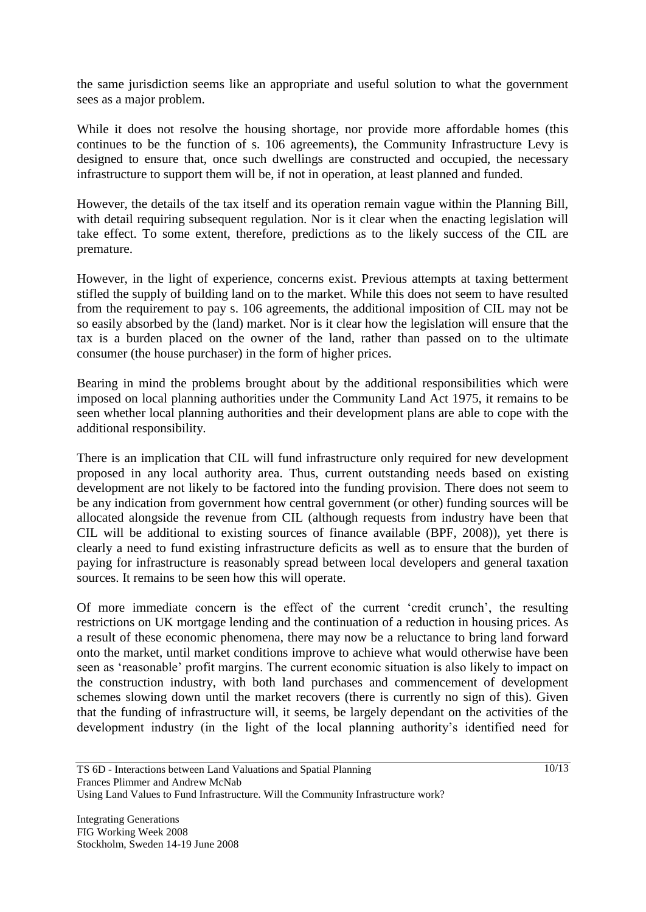the same jurisdiction seems like an appropriate and useful solution to what the government sees as a major problem.

While it does not resolve the housing shortage, nor provide more affordable homes (this continues to be the function of s. 106 agreements), the Community Infrastructure Levy is designed to ensure that, once such dwellings are constructed and occupied, the necessary infrastructure to support them will be, if not in operation, at least planned and funded.

However, the details of the tax itself and its operation remain vague within the Planning Bill, with detail requiring subsequent regulation. Nor is it clear when the enacting legislation will take effect. To some extent, therefore, predictions as to the likely success of the CIL are premature.

However, in the light of experience, concerns exist. Previous attempts at taxing betterment stifled the supply of building land on to the market. While this does not seem to have resulted from the requirement to pay s. 106 agreements, the additional imposition of CIL may not be so easily absorbed by the (land) market. Nor is it clear how the legislation will ensure that the tax is a burden placed on the owner of the land, rather than passed on to the ultimate consumer (the house purchaser) in the form of higher prices.

Bearing in mind the problems brought about by the additional responsibilities which were imposed on local planning authorities under the Community Land Act 1975, it remains to be seen whether local planning authorities and their development plans are able to cope with the additional responsibility.

There is an implication that CIL will fund infrastructure only required for new development proposed in any local authority area. Thus, current outstanding needs based on existing development are not likely to be factored into the funding provision. There does not seem to be any indication from government how central government (or other) funding sources will be allocated alongside the revenue from CIL (although requests from industry have been that CIL will be additional to existing sources of finance available (BPF, 2008)), yet there is clearly a need to fund existing infrastructure deficits as well as to ensure that the burden of paying for infrastructure is reasonably spread between local developers and general taxation sources. It remains to be seen how this will operate.

Of more immediate concern is the effect of the current 'credit crunch', the resulting restrictions on UK mortgage lending and the continuation of a reduction in housing prices. As a result of these economic phenomena, there may now be a reluctance to bring land forward onto the market, until market conditions improve to achieve what would otherwise have been seen as 'reasonable' profit margins. The current economic situation is also likely to impact on the construction industry, with both land purchases and commencement of development schemes slowing down until the market recovers (there is currently no sign of this). Given that the funding of infrastructure will, it seems, be largely dependant on the activities of the development industry (in the light of the local planning authority's identified need for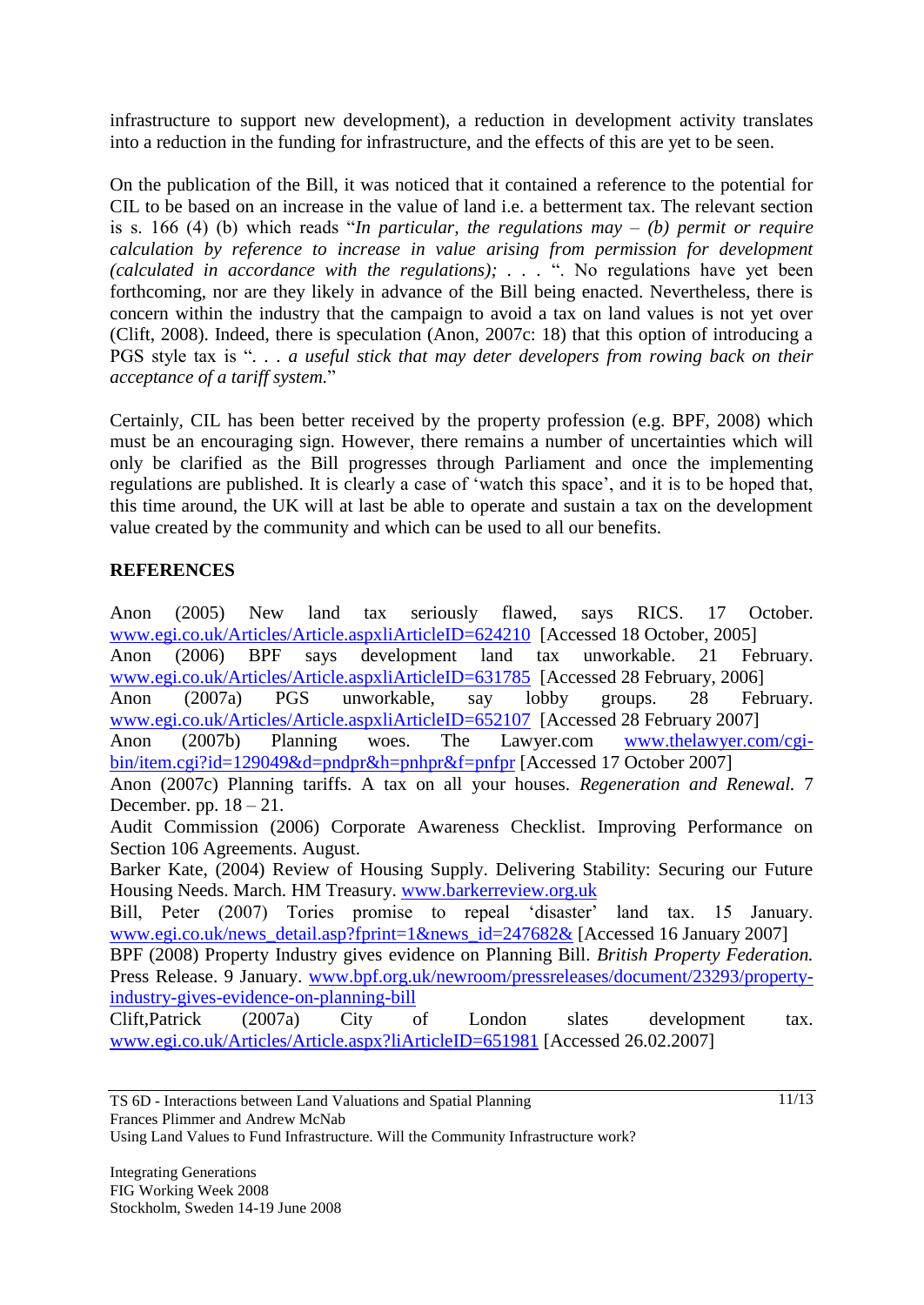infrastructure to support new development), a reduction in development activity translates into a reduction in the funding for infrastructure, and the effects of this are yet to be seen.

On the publication of the Bill, it was noticed that it contained a reference to the potential for CIL to be based on an increase in the value of land i.e. a betterment tax. The relevant section is s. 166 (4) (b) which reads "*In particular, the regulations may – (b) permit or require calculation by reference to increase in value arising from permission for development (calculated in accordance with the regulations);* . . . ". No regulations have yet been forthcoming, nor are they likely in advance of the Bill being enacted. Nevertheless, there is concern within the industry that the campaign to avoid a tax on land values is not yet over (Clift, 2008). Indeed, there is speculation (Anon, 2007c: 18) that this option of introducing a PGS style tax is ". . . *a useful stick that may deter developers from rowing back on their acceptance of a tariff system.*"

Certainly, CIL has been better received by the property profession (e.g. BPF, 2008) which must be an encouraging sign. However, there remains a number of uncertainties which will only be clarified as the Bill progresses through Parliament and once the implementing regulations are published. It is clearly a case of 'watch this space', and it is to be hoped that, this time around, the UK will at last be able to operate and sustain a tax on the development value created by the community and which can be used to all our benefits.

## REFERENCES

Anon (2005) New land tax seriously flawed, says RICS. 17 October. www.egi.co.uk/Articles/Article.aspxliArticleID=624210 [Accessed 18 October, 2005]
Anon (2006) BPF says development land tax unworkable. 21 February. www.egi.co.uk/Articles/Article.aspxliArticleID=631785 [Accessed 28 February, 2006]
Anon (2007a) PGS unworkable, say lobby groups. 28 February. www.egi.co.uk/Articles/Article.aspxliArticleID=652107 [Accessed 28 February 2007]
Anon (2007b) Planning woes. The Lawyer.com www.thelawyer.com/cgi-bin/item.cgi?id=129049&d=pndpr&h=pnhpr&f=pnfpr [Accessed 17 October 2007]
Anon (2007c) Planning tariffs. A tax on all your houses. *Regeneration and Renewal.* 7 December. pp. 18 – 21.
Audit Commission (2006) Corporate Awareness Checklist. Improving Performance on Section 106 Agreements. August.
Barker Kate, (2004) Review of Housing Supply. Delivering Stability: Securing our Future Housing Needs. March. HM Treasury. www.barkerreview.org.uk
Bill, Peter (2007) Tories promise to repeal 'disaster' land tax. 15 January. www.egi.co.uk/news_detail.asp?fprint=1&news_id=247682& [Accessed 16 January 2007]
BPF (2008) Property Industry gives evidence on Planning Bill. *British Property Federation.* Press Release. 9 January. www.bpf.org.uk/newroom/pressreleases/document/23293/property-industry-gives-evidence-on-planning-bill
Clift,Patrick (2007a) City of London slates development tax. www.egi.co.uk/Articles/Article.aspx?liArticleID=651981 [Accessed 26.02.2007]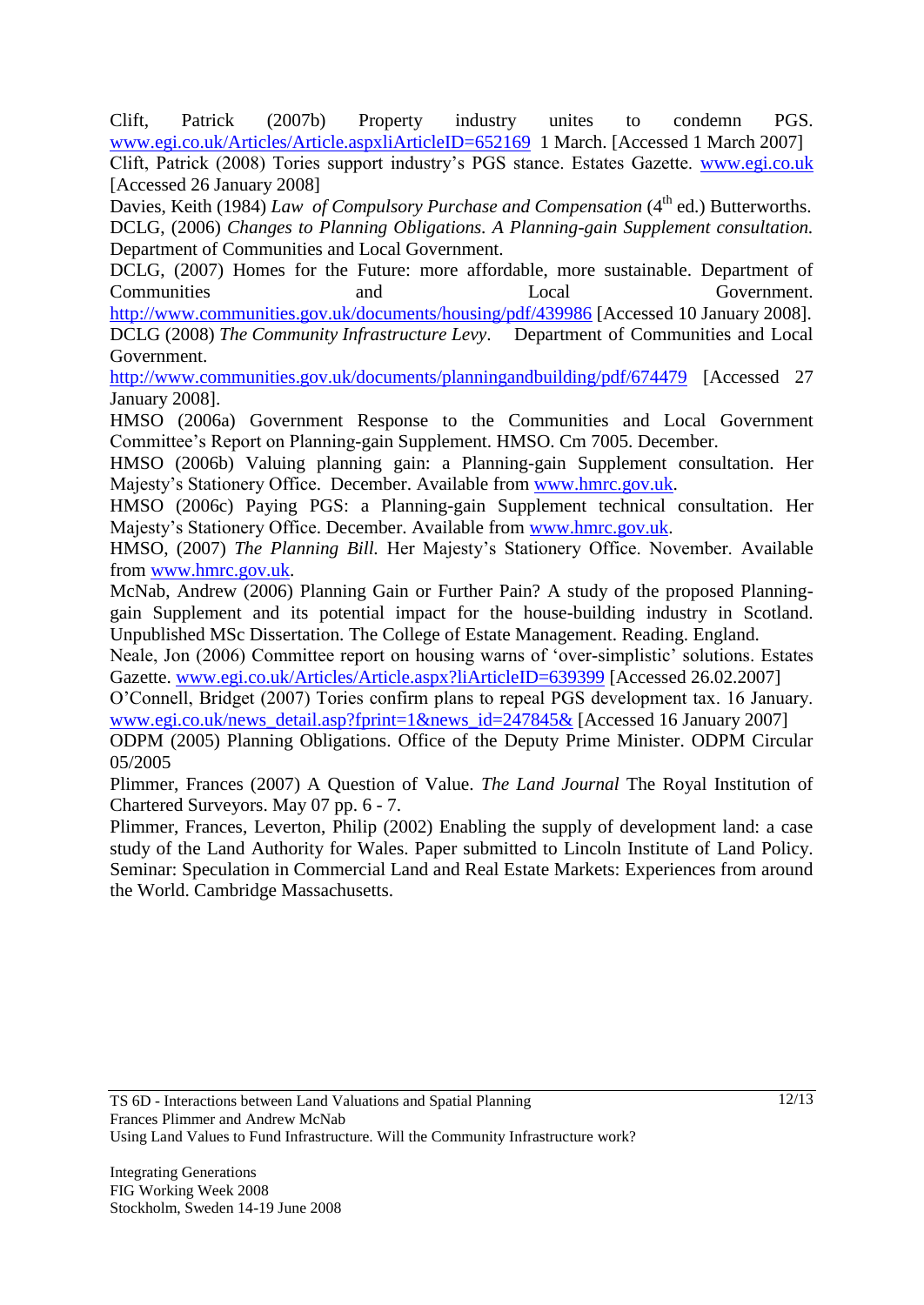Clift, Patrick (2007b) Property industry unites to condemn PGS. www.egi.co.uk/Articles/Article.aspxliArticleID=652169 1 March. [Accessed 1 March 2007]

Clift, Patrick (2008) Tories support industry's PGS stance. Estates Gazette. www.egi.co.uk [Accessed 26 January 2008]

Davies, Keith (1984) *Law of Compulsory Purchase and Compensation* (4th ed.) Butterworths.

DCLG, (2006) *Changes to Planning Obligations. A Planning-gain Supplement consultation.* Department of Communities and Local Government.

DCLG, (2007) Homes for the Future: more affordable, more sustainable. Department of Communities and Local Government. http://www.communities.gov.uk/documents/housing/pdf/439986 [Accessed 10 January 2008].

DCLG (2008) *The Community Infrastructure Levy*. Department of Communities and Local Government. http://www.communities.gov.uk/documents/planningandbuilding/pdf/674479 [Accessed 27 January 2008].

HMSO (2006a) Government Response to the Communities and Local Government Committee's Report on Planning-gain Supplement. HMSO. Cm 7005. December.

HMSO (2006b) Valuing planning gain: a Planning-gain Supplement consultation. Her Majesty's Stationery Office. December. Available from www.hmrc.gov.uk.

HMSO (2006c) Paying PGS: a Planning-gain Supplement technical consultation. Her Majesty's Stationery Office. December. Available from www.hmrc.gov.uk.

HMSO, (2007) *The Planning Bill.* Her Majesty's Stationery Office. November. Available from www.hmrc.gov.uk.

McNab, Andrew (2006) Planning Gain or Further Pain? A study of the proposed Planning-gain Supplement and its potential impact for the house-building industry in Scotland. Unpublished MSc Dissertation. The College of Estate Management. Reading. England.

Neale, Jon (2006) Committee report on housing warns of 'over-simplistic' solutions. Estates Gazette. www.egi.co.uk/Articles/Article.aspx?liArticleID=639399 [Accessed 26.02.2007]

O'Connell, Bridget (2007) Tories confirm plans to repeal PGS development tax. 16 January. www.egi.co.uk/news_detail.asp?fprint=1&news_id=247845& [Accessed 16 January 2007]

ODPM (2005) Planning Obligations. Office of the Deputy Prime Minister. ODPM Circular 05/2005

Plimmer, Frances (2007) A Question of Value. *The Land Journal* The Royal Institution of Chartered Surveyors. May 07 pp. 6 - 7.

Plimmer, Frances, Leverton, Philip (2002) Enabling the supply of development land: a case study of the Land Authority for Wales. Paper submitted to Lincoln Institute of Land Policy. Seminar: Speculation in Commercial Land and Real Estate Markets: Experiences from around the World. Cambridge Massachusetts.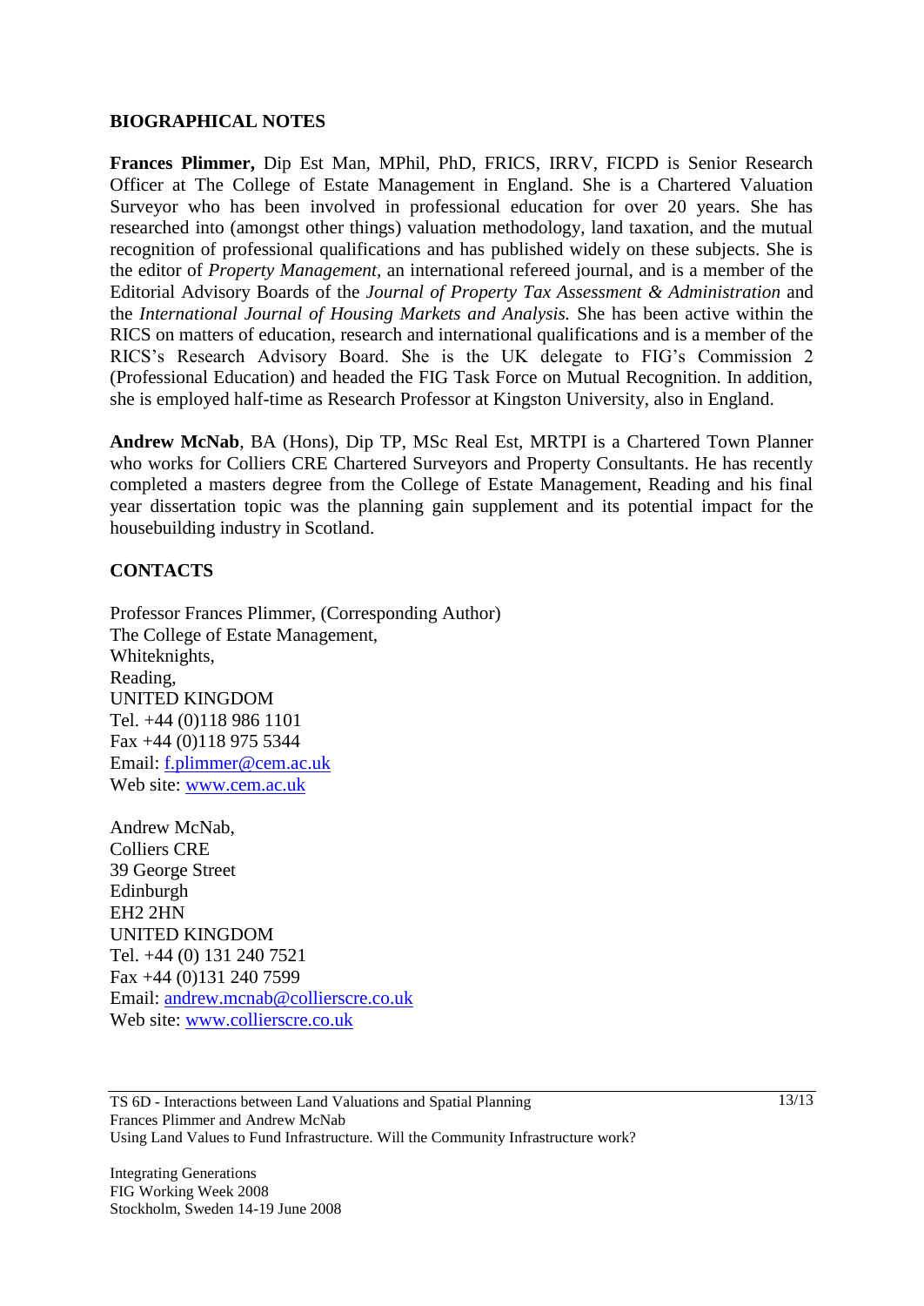## BIOGRAPHICAL NOTES

**Frances Plimmer,** Dip Est Man, MPhil, PhD, FRICS, IRRV, FICPD is Senior Research Officer at The College of Estate Management in England. She is a Chartered Valuation Surveyor who has been involved in professional education for over 20 years. She has researched into (amongst other things) valuation methodology, land taxation, and the mutual recognition of professional qualifications and has published widely on these subjects. She is the editor of *Property Management,* an international refereed journal, and is a member of the Editorial Advisory Boards of the *Journal of Property Tax Assessment & Administration* and the *International Journal of Housing Markets and Analysis.* She has been active within the RICS on matters of education, research and international qualifications and is a member of the RICS's Research Advisory Board. She is the UK delegate to FIG's Commission 2 (Professional Education) and headed the FIG Task Force on Mutual Recognition. In addition, she is employed half-time as Research Professor at Kingston University, also in England.

**Andrew McNab**, BA (Hons), Dip TP, MSc Real Est, MRTPI is a Chartered Town Planner who works for Colliers CRE Chartered Surveyors and Property Consultants. He has recently completed a masters degree from the College of Estate Management, Reading and his final year dissertation topic was the planning gain supplement and its potential impact for the housebuilding industry in Scotland.

## CONTACTS

Professor Frances Plimmer, (Corresponding Author)
The College of Estate Management,
Whiteknights,
Reading,
UNITED KINGDOM
Tel. +44 (0)118 986 1101
Fax +44 (0)118 975 5344
Email: f.plimmer@cem.ac.uk
Web site: www.cem.ac.uk

Andrew McNab,
Colliers CRE
39 George Street
Edinburgh
EH2 2HN
UNITED KINGDOM
Tel. +44 (0) 131 240 7521
Fax +44 (0)131 240 7599
Email: andrew.mcnab@collierscre.co.uk
Web site: www.collierscre.co.uk